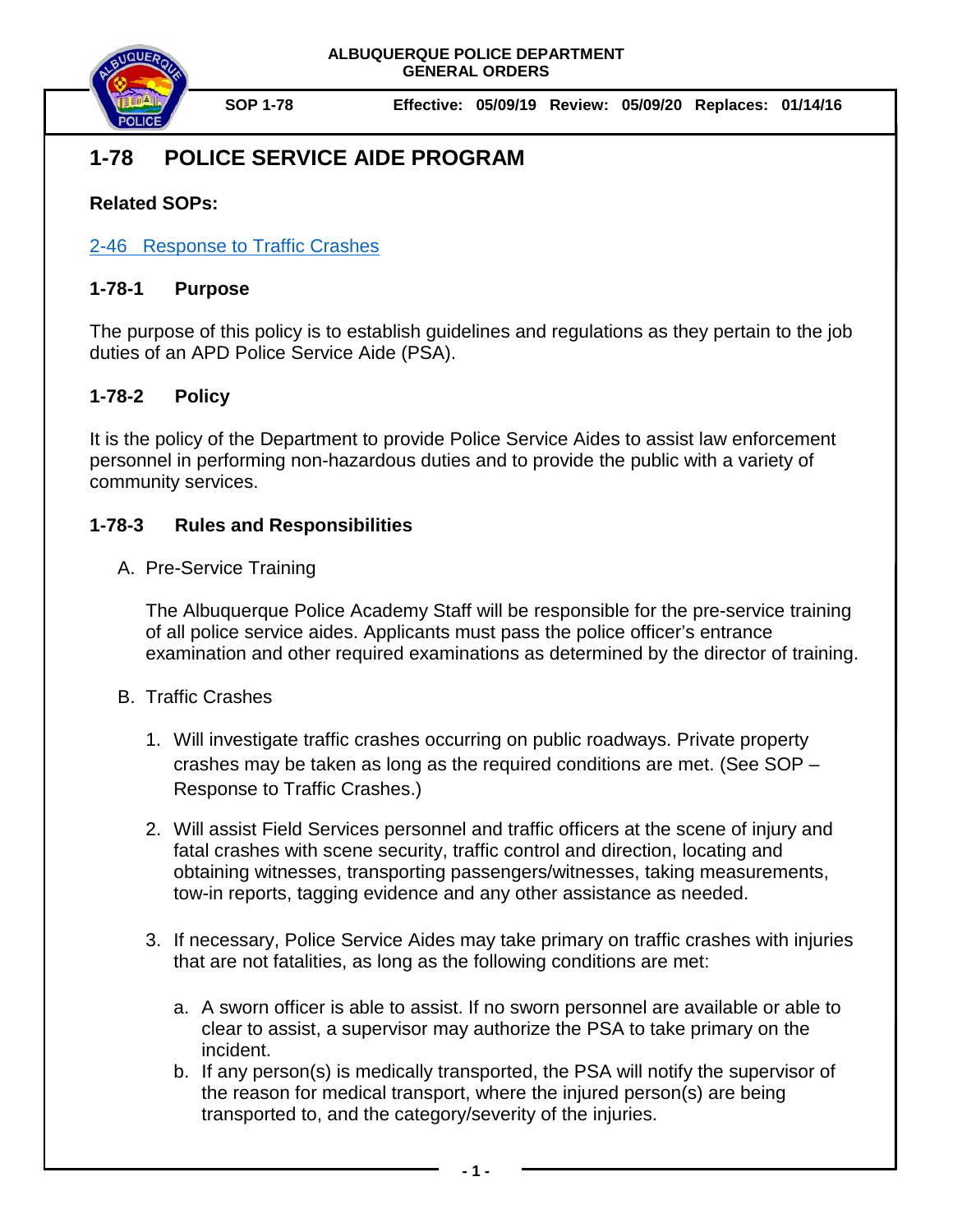**ALBUQUERQUE POLICE DEPARTMENT**
**GENERAL ORDERS**

**SOP 1-78** **Effective: 05/09/19 Review: 05/09/20 Replaces: 01/14/16**

# 1-78 POLICE SERVICE AIDE PROGRAM

**Related SOPs:**

2-46 Response to Traffic Crashes

## 1-78-1 Purpose

The purpose of this policy is to establish guidelines and regulations as they pertain to the job duties of an APD Police Service Aide (PSA).

## 1-78-2 Policy

It is the policy of the Department to provide Police Service Aides to assist law enforcement personnel in performing non-hazardous duties and to provide the public with a variety of community services.

## 1-78-3 Rules and Responsibilities

A. Pre-Service Training

The Albuquerque Police Academy Staff will be responsible for the pre-service training of all police service aides. Applicants must pass the police officer's entrance examination and other required examinations as determined by the director of training.

B. Traffic Crashes

1. Will investigate traffic crashes occurring on public roadways. Private property crashes may be taken as long as the required conditions are met. (See SOP – Response to Traffic Crashes.)

2. Will assist Field Services personnel and traffic officers at the scene of injury and fatal crashes with scene security, traffic control and direction, locating and obtaining witnesses, transporting passengers/witnesses, taking measurements, tow-in reports, tagging evidence and any other assistance as needed.

3. If necessary, Police Service Aides may take primary on traffic crashes with injuries that are not fatalities, as long as the following conditions are met:

   a. A sworn officer is able to assist. If no sworn personnel are available or able to clear to assist, a supervisor may authorize the PSA to take primary on the incident.
   b. If any person(s) is medically transported, the PSA will notify the supervisor of the reason for medical transport, where the injured person(s) are being transported to, and the category/severity of the injuries.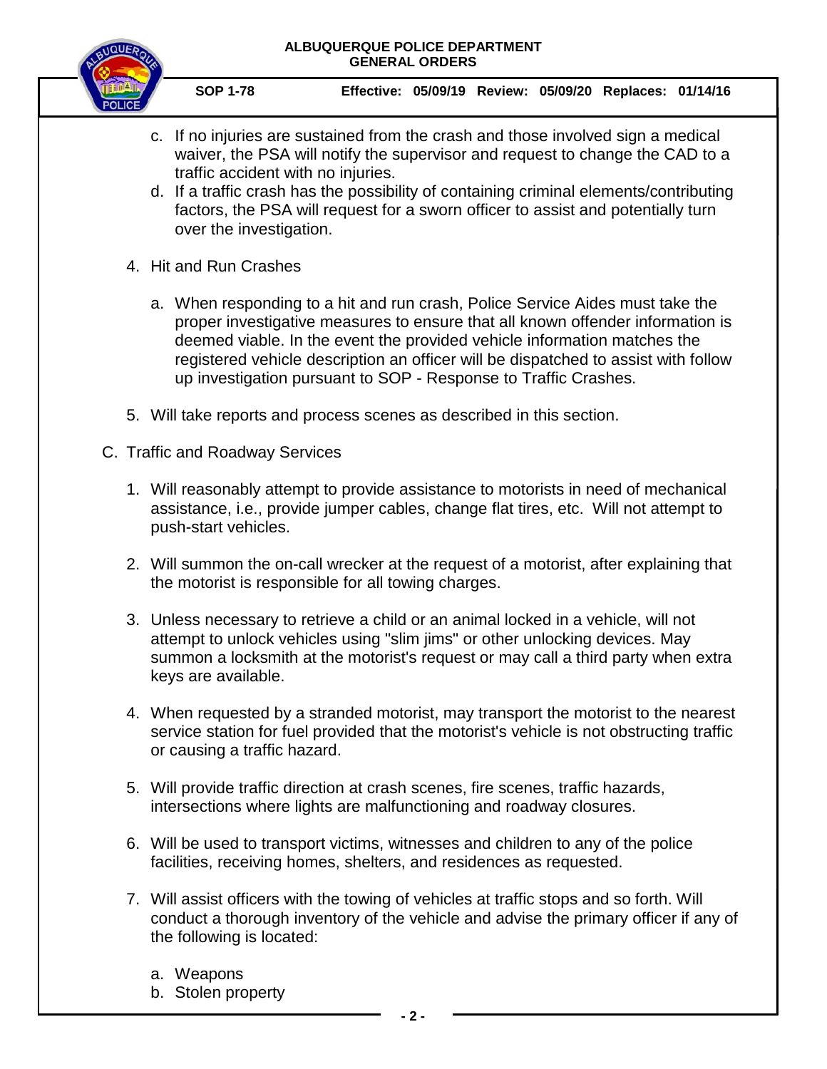c. If no injuries are sustained from the crash and those involved sign a medical waiver, the PSA will notify the supervisor and request to change the CAD to a traffic accident with no injuries.

d. If a traffic crash has the possibility of containing criminal elements/contributing factors, the PSA will request for a sworn officer to assist and potentially turn over the investigation.

4. Hit and Run Crashes

   a. When responding to a hit and run crash, Police Service Aides must take the proper investigative measures to ensure that all known offender information is deemed viable. In the event the provided vehicle information matches the registered vehicle description an officer will be dispatched to assist with follow up investigation pursuant to SOP - Response to Traffic Crashes.

5. Will take reports and process scenes as described in this section.

C. Traffic and Roadway Services

1. Will reasonably attempt to provide assistance to motorists in need of mechanical assistance, i.e., provide jumper cables, change flat tires, etc. Will not attempt to push-start vehicles.

2. Will summon the on-call wrecker at the request of a motorist, after explaining that the motorist is responsible for all towing charges.

3. Unless necessary to retrieve a child or an animal locked in a vehicle, will not attempt to unlock vehicles using "slim jims" or other unlocking devices. May summon a locksmith at the motorist's request or may call a third party when extra keys are available.

4. When requested by a stranded motorist, may transport the motorist to the nearest service station for fuel provided that the motorist's vehicle is not obstructing traffic or causing a traffic hazard.

5. Will provide traffic direction at crash scenes, fire scenes, traffic hazards, intersections where lights are malfunctioning and roadway closures.

6. Will be used to transport victims, witnesses and children to any of the police facilities, receiving homes, shelters, and residences as requested.

7. Will assist officers with the towing of vehicles at traffic stops and so forth. Will conduct a thorough inventory of the vehicle and advise the primary officer if any of the following is located:

   a. Weapons
   b. Stolen property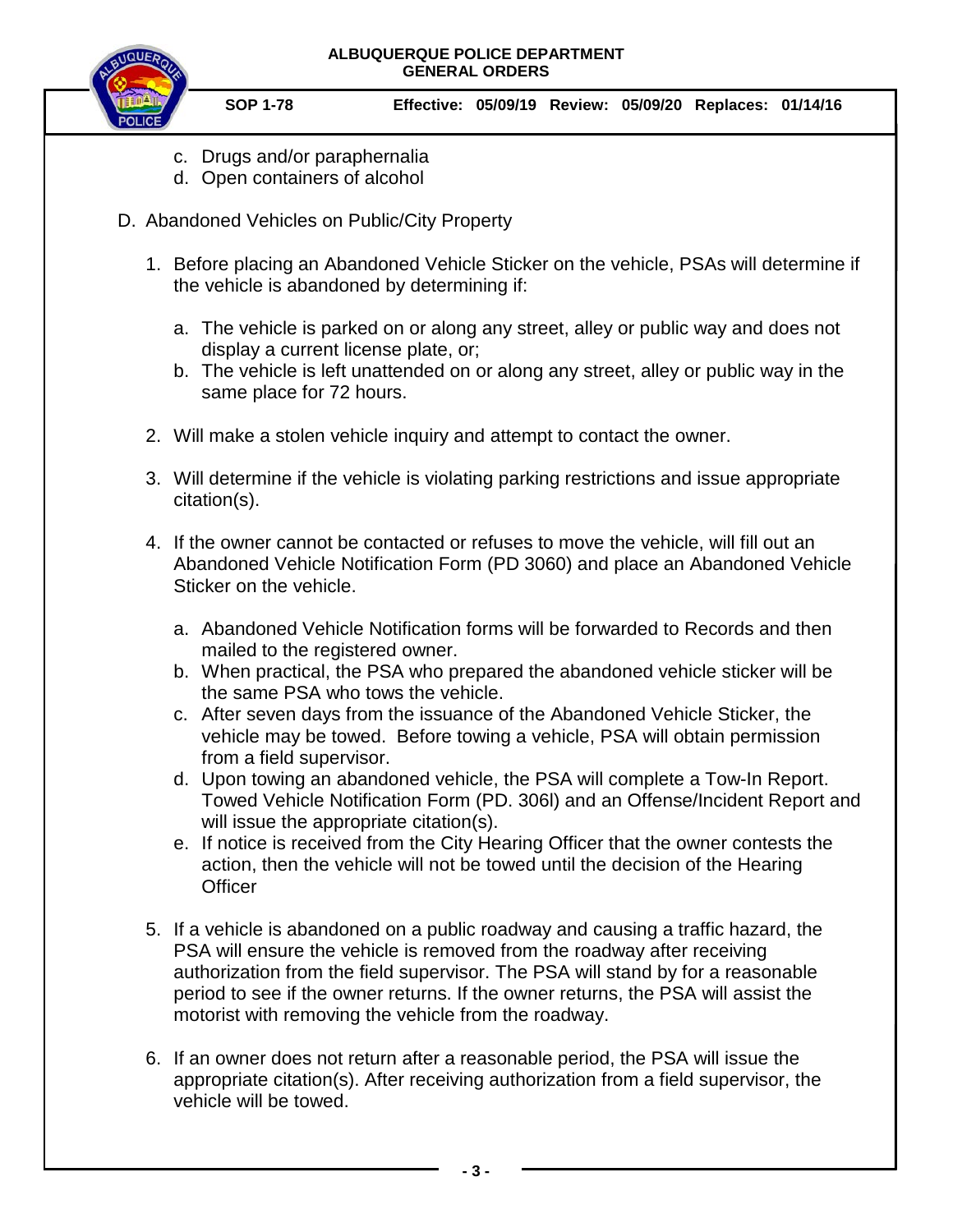c. Drugs and/or paraphernalia
d. Open containers of alcohol

D. Abandoned Vehicles on Public/City Property

1. Before placing an Abandoned Vehicle Sticker on the vehicle, PSAs will determine if the vehicle is abandoned by determining if:

   a. The vehicle is parked on or along any street, alley or public way and does not display a current license plate, or;
   b. The vehicle is left unattended on or along any street, alley or public way in the same place for 72 hours.

2. Will make a stolen vehicle inquiry and attempt to contact the owner.

3. Will determine if the vehicle is violating parking restrictions and issue appropriate citation(s).

4. If the owner cannot be contacted or refuses to move the vehicle, will fill out an Abandoned Vehicle Notification Form (PD 3060) and place an Abandoned Vehicle Sticker on the vehicle.

   a. Abandoned Vehicle Notification forms will be forwarded to Records and then mailed to the registered owner.
   b. When practical, the PSA who prepared the abandoned vehicle sticker will be the same PSA who tows the vehicle.
   c. After seven days from the issuance of the Abandoned Vehicle Sticker, the vehicle may be towed. Before towing a vehicle, PSA will obtain permission from a field supervisor.
   d. Upon towing an abandoned vehicle, the PSA will complete a Tow-In Report. Towed Vehicle Notification Form (PD. 306l) and an Offense/Incident Report and will issue the appropriate citation(s).
   e. If notice is received from the City Hearing Officer that the owner contests the action, then the vehicle will not be towed until the decision of the Hearing Officer

5. If a vehicle is abandoned on a public roadway and causing a traffic hazard, the PSA will ensure the vehicle is removed from the roadway after receiving authorization from the field supervisor. The PSA will stand by for a reasonable period to see if the owner returns. If the owner returns, the PSA will assist the motorist with removing the vehicle from the roadway.

6. If an owner does not return after a reasonable period, the PSA will issue the appropriate citation(s). After receiving authorization from a field supervisor, the vehicle will be towed.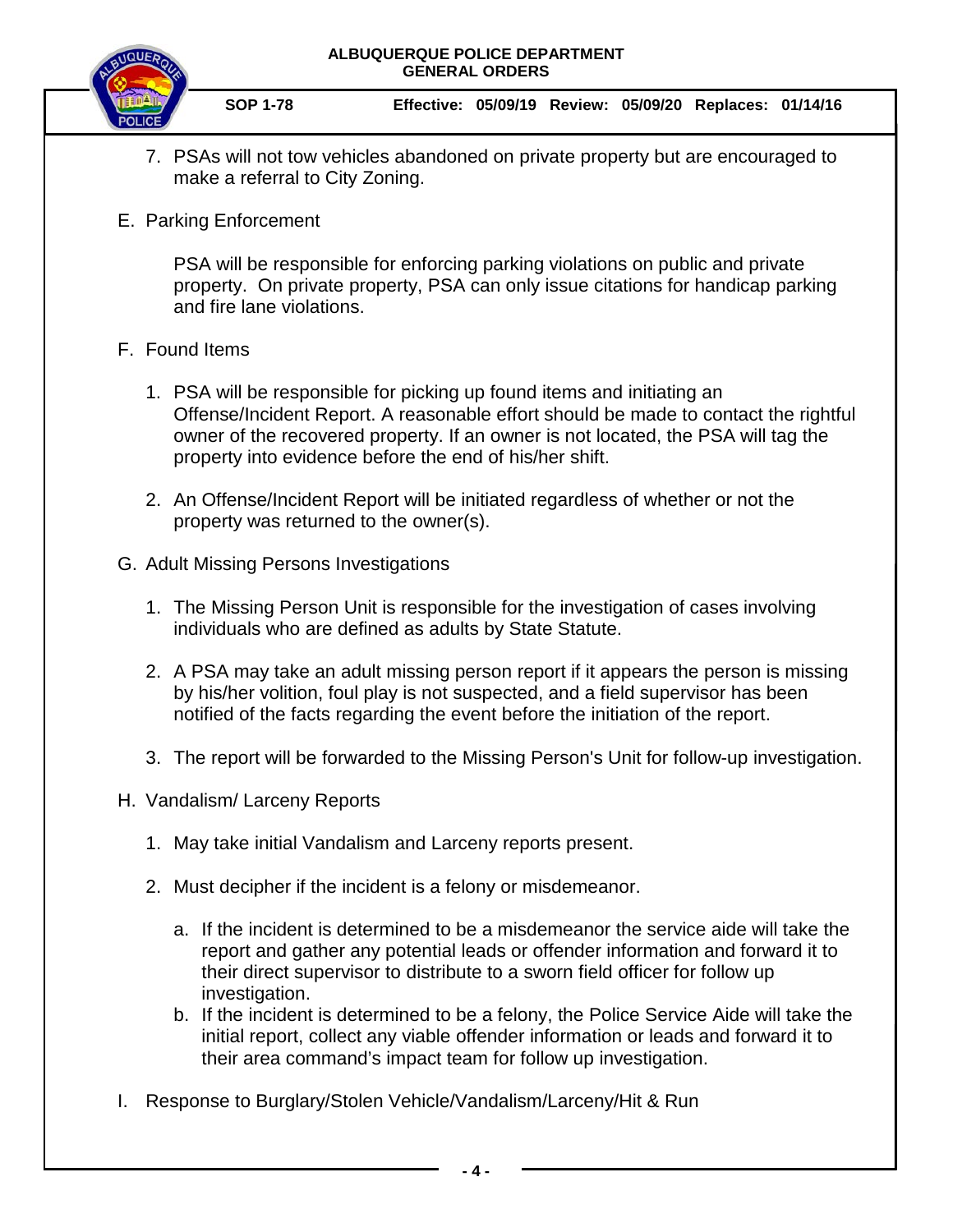7. PSAs will not tow vehicles abandoned on private property but are encouraged to make a referral to City Zoning.

E. Parking Enforcement

   PSA will be responsible for enforcing parking violations on public and private property. On private property, PSA can only issue citations for handicap parking and fire lane violations.

F. Found Items

   1. PSA will be responsible for picking up found items and initiating an Offense/Incident Report. A reasonable effort should be made to contact the rightful owner of the recovered property. If an owner is not located, the PSA will tag the property into evidence before the end of his/her shift.

   2. An Offense/Incident Report will be initiated regardless of whether or not the property was returned to the owner(s).

G. Adult Missing Persons Investigations

   1. The Missing Person Unit is responsible for the investigation of cases involving individuals who are defined as adults by State Statute.

   2. A PSA may take an adult missing person report if it appears the person is missing by his/her volition, foul play is not suspected, and a field supervisor has been notified of the facts regarding the event before the initiation of the report.

   3. The report will be forwarded to the Missing Person's Unit for follow-up investigation.

H. Vandalism/ Larceny Reports

   1. May take initial Vandalism and Larceny reports present.

   2. Must decipher if the incident is a felony or misdemeanor.

      a. If the incident is determined to be a misdemeanor the service aide will take the report and gather any potential leads or offender information and forward it to their direct supervisor to distribute to a sworn field officer for follow up investigation.
      b. If the incident is determined to be a felony, the Police Service Aide will take the initial report, collect any viable offender information or leads and forward it to their area command's impact team for follow up investigation.

I. Response to Burglary/Stolen Vehicle/Vandalism/Larceny/Hit & Run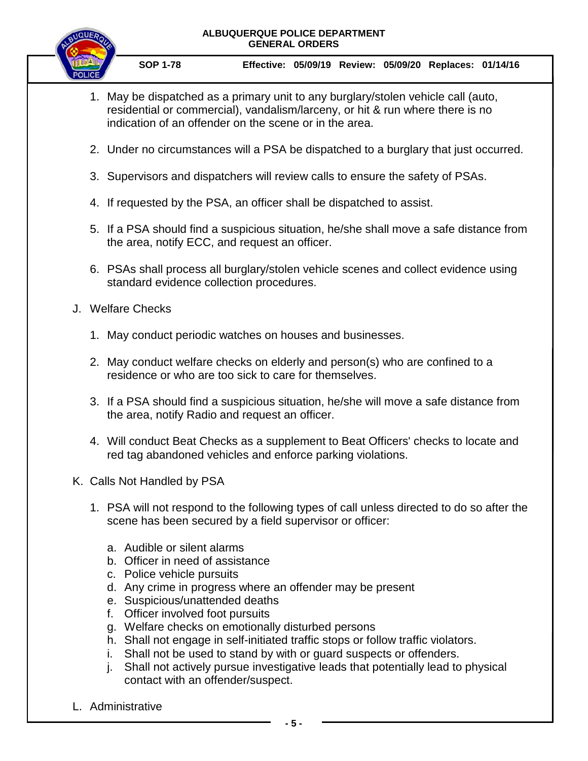1. May be dispatched as a primary unit to any burglary/stolen vehicle call (auto, residential or commercial), vandalism/larceny, or hit & run where there is no indication of an offender on the scene or in the area.

2. Under no circumstances will a PSA be dispatched to a burglary that just occurred.

3. Supervisors and dispatchers will review calls to ensure the safety of PSAs.

4. If requested by the PSA, an officer shall be dispatched to assist.

5. If a PSA should find a suspicious situation, he/she shall move a safe distance from the area, notify ECC, and request an officer.

6. PSAs shall process all burglary/stolen vehicle scenes and collect evidence using standard evidence collection procedures.

J. Welfare Checks

1. May conduct periodic watches on houses and businesses.

2. May conduct welfare checks on elderly and person(s) who are confined to a residence or who are too sick to care for themselves.

3. If a PSA should find a suspicious situation, he/she will move a safe distance from the area, notify Radio and request an officer.

4. Will conduct Beat Checks as a supplement to Beat Officers' checks to locate and red tag abandoned vehicles and enforce parking violations.

K. Calls Not Handled by PSA

1. PSA will not respond to the following types of call unless directed to do so after the scene has been secured by a field supervisor or officer:

   a. Audible or silent alarms
   b. Officer in need of assistance
   c. Police vehicle pursuits
   d. Any crime in progress where an offender may be present
   e. Suspicious/unattended deaths
   f. Officer involved foot pursuits
   g. Welfare checks on emotionally disturbed persons
   h. Shall not engage in self-initiated traffic stops or follow traffic violators.
   i. Shall not be used to stand by with or guard suspects or offenders.
   j. Shall not actively pursue investigative leads that potentially lead to physical contact with an offender/suspect.

L. Administrative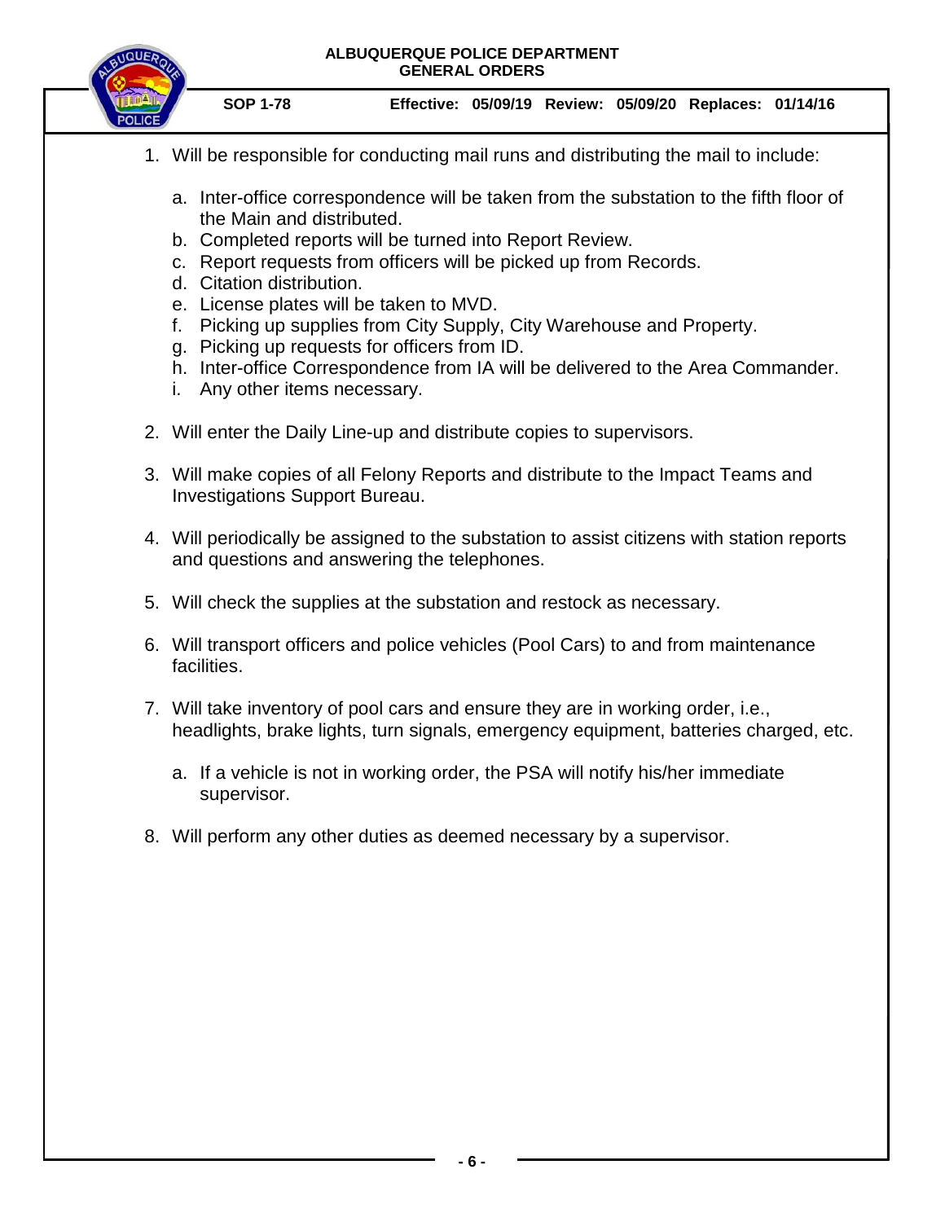1. Will be responsible for conducting mail runs and distributing the mail to include:

    a. Inter-office correspondence will be taken from the substation to the fifth floor of the Main and distributed.
    b. Completed reports will be turned into Report Review.
    c. Report requests from officers will be picked up from Records.
    d. Citation distribution.
    e. License plates will be taken to MVD.
    f. Picking up supplies from City Supply, City Warehouse and Property.
    g. Picking up requests for officers from ID.
    h. Inter-office Correspondence from IA will be delivered to the Area Commander.
    i. Any other items necessary.

2. Will enter the Daily Line-up and distribute copies to supervisors.

3. Will make copies of all Felony Reports and distribute to the Impact Teams and Investigations Support Bureau.

4. Will periodically be assigned to the substation to assist citizens with station reports and questions and answering the telephones.

5. Will check the supplies at the substation and restock as necessary.

6. Will transport officers and police vehicles (Pool Cars) to and from maintenance facilities.

7. Will take inventory of pool cars and ensure they are in working order, i.e., headlights, brake lights, turn signals, emergency equipment, batteries charged, etc.

    a. If a vehicle is not in working order, the PSA will notify his/her immediate supervisor.

8. Will perform any other duties as deemed necessary by a supervisor.